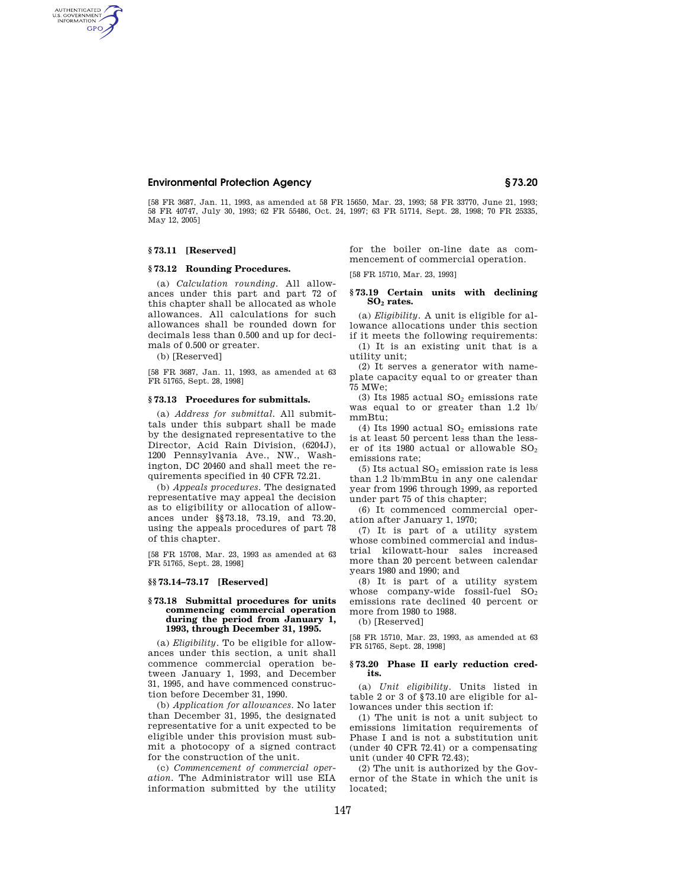[58 FR 3687, Jan. 11, 1993, as amended at 58 FR 15650, Mar. 23, 1993; 58 FR 33770, June 21, 1993; 58 FR 40747, July 30, 1993; 62 FR 55486, Oct. 24, 1997; 63 FR 51714, Sept. 28, 1998; 70 FR 25335, May 12, 2005]

### § 73.11 [Reserved]

### § 73.12 Rounding Procedures.

(a) *Calculation rounding.* All allowances under this part and part 72 of this chapter shall be allocated as whole allowances. All calculations for such allowances shall be rounded down for decimals less than 0.500 and up for decimals of 0.500 or greater.

(b) [Reserved]

[58 FR 3687, Jan. 11, 1993, as amended at 63 FR 51765, Sept. 28, 1998]

### § 73.13 Procedures for submittals.

(a) *Address for submittal.* All submittals under this subpart shall be made by the designated representative to the Director, Acid Rain Division, (6204J), 1200 Pennsylvania Ave., NW., Washington, DC 20460 and shall meet the requirements specified in 40 CFR 72.21.

(b) *Appeals procedures.* The designated representative may appeal the decision as to eligibility or allocation of allowances under §§ 73.18, 73.19, and 73.20, using the appeals procedures of part 78 of this chapter.

[58 FR 15708, Mar. 23, 1993 as amended at 63 FR 51765, Sept. 28, 1998]

### §§ 73.14–73.17 [Reserved]

### § 73.18 Submittal procedures for units commencing commercial operation during the period from January 1, 1993, through December 31, 1995.

(a) *Eligibility.* To be eligible for allowances under this section, a unit shall commence commercial operation between January 1, 1993, and December 31, 1995, and have commenced construction before December 31, 1990.

(b) *Application for allowances.* No later than December 31, 1995, the designated representative for a unit expected to be eligible under this provision must submit a photocopy of a signed contract for the construction of the unit.

(c) *Commencement of commercial operation.* The Administrator will use EIA information submitted by the utility for the boiler on-line date as commencement of commercial operation.

[58 FR 15710, Mar. 23, 1993]

### § 73.19 Certain units with declining $SO_2$ rates.

(a) *Eligibility.* A unit is eligible for allowance allocations under this section if it meets the following requirements:

(1) It is an existing unit that is a utility unit;

(2) It serves a generator with nameplate capacity equal to or greater than 75 MWe;

(3) Its 1985 actual $SO_2$ emissions rate was equal to or greater than 1.2 lb/mmBtu;

(4) Its 1990 actual $SO_2$ emissions rate is at least 50 percent less than the lesser of its 1980 actual or allowable $SO_2$ emissions rate;

(5) Its actual $SO_2$ emission rate is less than 1.2 lb/mmBtu in any one calendar year from 1996 through 1999, as reported under part 75 of this chapter;

(6) It commenced commercial operation after January 1, 1970;

(7) It is part of a utility system whose combined commercial and industrial kilowatt-hour sales increased more than 20 percent between calendar years 1980 and 1990; and

(8) It is part of a utility system whose company-wide fossil-fuel $SO_2$ emissions rate declined 40 percent or more from 1980 to 1988.

(b) [Reserved]

[58 FR 15710, Mar. 23, 1993, as amended at 63 FR 51765, Sept. 28, 1998]

### § 73.20 Phase II early reduction credits.

(a) *Unit eligibility.* Units listed in table 2 or 3 of § 73.10 are eligible for allowances under this section if:

(1) The unit is not a unit subject to emissions limitation requirements of Phase I and is not a substitution unit (under 40 CFR 72.41) or a compensating unit (under 40 CFR 72.43);

(2) The unit is authorized by the Governor of the State in which the unit is located;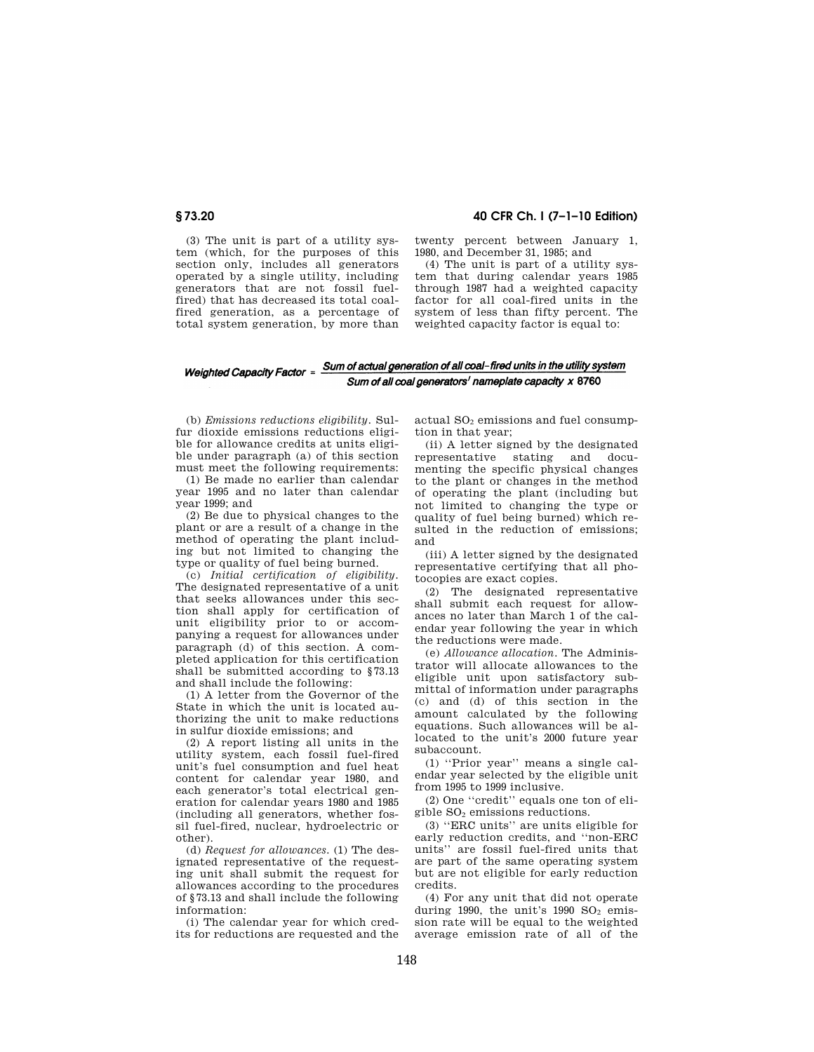(3) The unit is part of a utility system (which, for the purposes of this section only, includes all generators operated by a single utility, including generators that are not fossil fuel-fired) that has decreased its total coal-fired generation, as a percentage of total system generation, by more than twenty percent between January 1, 1980, and December 31, 1985; and

(4) The unit is part of a utility system that during calendar years 1985 through 1987 had a weighted capacity factor for all coal-fired units in the system of less than fifty percent. The weighted capacity factor is equal to:

$$\textit{Weighted Capacity Factor} = \frac{\textit{Sum of actual generation of all coal-fired units in the utility system}}{\textit{Sum of all coal generators' nameplate capacity} \times 8760}$$

(b) *Emissions reductions eligibility*. Sulfur dioxide emissions reductions eligible for allowance credits at units eligible under paragraph (a) of this section must meet the following requirements:

(1) Be made no earlier than calendar year 1995 and no later than calendar year 1999; and

(2) Be due to physical changes to the plant or are a result of a change in the method of operating the plant including but not limited to changing the type or quality of fuel being burned.

(c) *Initial certification of eligibility*. The designated representative of a unit that seeks allowances under this section shall apply for certification of unit eligibility prior to or accompanying a request for allowances under paragraph (d) of this section. A completed application for this certification shall be submitted according to §73.13 and shall include the following:

(1) A letter from the Governor of the State in which the unit is located authorizing the unit to make reductions in sulfur dioxide emissions; and

(2) A report listing all units in the utility system, each fossil fuel-fired unit's fuel consumption and fuel heat content for calendar year 1980, and each generator's total electrical generation for calendar years 1980 and 1985 (including all generators, whether fossil fuel-fired, nuclear, hydroelectric or other).

(d) *Request for allowances*. (1) The designated representative of the requesting unit shall submit the request for allowances according to the procedures of §73.13 and shall include the following information:

(i) The calendar year for which credits for reductions are requested and the actual $SO_2$ emissions and fuel consumption in that year;

(ii) A letter signed by the designated representative stating and documenting the specific physical changes to the plant or changes in the method of operating the plant (including but not limited to changing the type or quality of fuel being burned) which resulted in the reduction of emissions; and

(iii) A letter signed by the designated representative certifying that all photocopies are exact copies.

(2) The designated representative shall submit each request for allowances no later than March 1 of the calendar year following the year in which the reductions were made.

(e) *Allowance allocation*. The Administrator will allocate allowances to the eligible unit upon satisfactory submittal of information under paragraphs (c) and (d) of this section in the amount calculated by the following equations. Such allowances will be allocated to the unit's 2000 future year subaccount.

(1) ''Prior year'' means a single calendar year selected by the eligible unit from 1995 to 1999 inclusive.

(2) One ''credit'' equals one ton of eligible $SO_2$ emissions reductions.

(3) ''ERC units'' are units eligible for early reduction credits, and ''non-ERC units'' are fossil fuel-fired units that are part of the same operating system but are not eligible for early reduction credits.

(4) For any unit that did not operate during 1990, the unit's 1990 $SO_2$ emission rate will be equal to the weighted average emission rate of all of the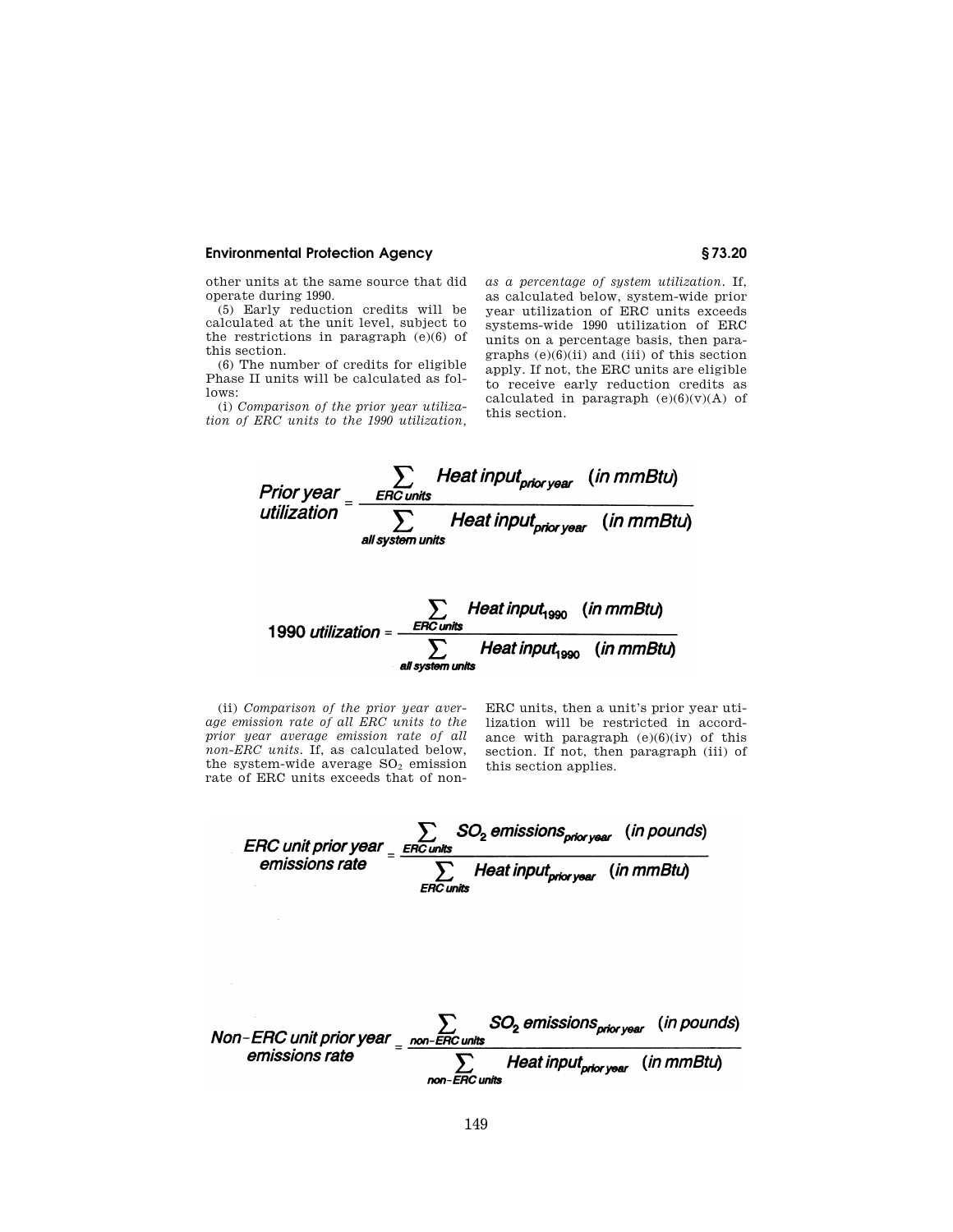other units at the same source that did operate during 1990.

(5) Early reduction credits will be calculated at the unit level, subject to the restrictions in paragraph (e)(6) of this section.

(6) The number of credits for eligible Phase II units will be calculated as follows:

(i) *Comparison of the prior year utilization of ERC units to the 1990 utilization, as a percentage of system utilization.* If, as calculated below, system-wide prior year utilization of ERC units exceeds systems-wide 1990 utilization of ERC units on a percentage basis, then paragraphs (e)(6)(ii) and (iii) of this section apply. If not, the ERC units are eligible to receive early reduction credits as calculated in paragraph (e)(6)(v)(A) of this section.

$$\text{Prior year utilization} = \frac{\sum_{\text{ERC units}} \text{Heat input}_{\text{prior year}} \quad (\text{in mmBtu})}{\sum_{\text{all system units}} \text{Heat input}_{\text{prior year}} \quad (\text{in mmBtu})}$$

$$\text{1990 utilization} = \frac{\sum_{\text{ERC units}} \text{Heat input}_{1990} \quad (\text{in mmBtu})}{\sum_{\text{all system units}} \text{Heat input}_{1990} \quad (\text{in mmBtu})}$$

(ii) *Comparison of the prior year average emission rate of all ERC units to the prior year average emission rate of all non-ERC units.* If, as calculated below, the system-wide average $SO_2$ emission rate of ERC units exceeds that of non-ERC units, then a unit's prior year utilization will be restricted in accordance with paragraph (e)(6)(iv) of this section. If not, then paragraph (iii) of this section applies.

$$\text{ERC unit prior year emissions rate} = \frac{\sum_{\text{ERC units}} SO_2 \text{ emissions}_{\text{prior year}} \quad (\text{in pounds})}{\sum_{\text{ERC units}} \text{Heat input}_{\text{prior year}} \quad (\text{in mmBtu})}$$

$$\text{Non-ERC unit prior year emissions rate} = \frac{\sum_{\text{non-ERC units}} SO_2 \text{ emissions}_{\text{prior year}} \quad (\text{in pounds})}{\sum_{\text{non-ERC units}} \text{Heat input}_{\text{prior year}} \quad (\text{in mmBtu})}$$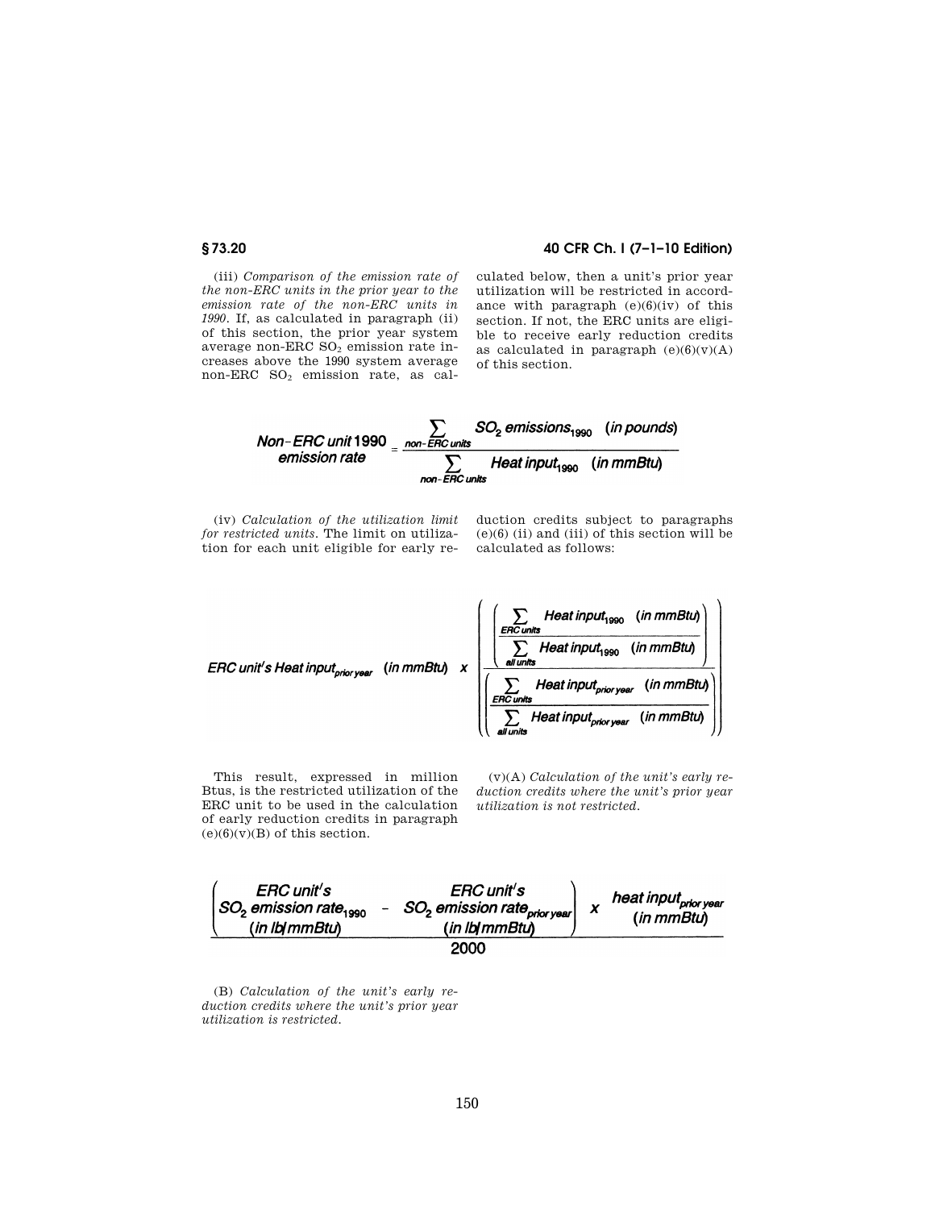(iii) *Comparison of the emission rate of the non-ERC units in the prior year to the emission rate of the non-ERC units in 1990*. If, as calculated in paragraph (ii) of this section, the prior year system average non-ERC $SO_2$ emission rate increases above the 1990 system average non-ERC $SO_2$ emission rate, as calculated below, then a unit's prior year utilization will be restricted in accordance with paragraph (e)(6)(iv) of this section. If not, the ERC units are eligible to receive early reduction credits as calculated in paragraph (e)(6)(v)(A) of this section.

$$\text{Non-ERC unit 1990 emission rate} = \frac{\sum_{\text{non-ERC units}} SO_2 \text{ emissions}_{1990} \quad (\text{in pounds})}{\sum_{\text{non-ERC units}} \text{Heat input}_{1990} \quad (\text{in mmBtu})}$$

(iv) *Calculation of the utilization limit for restricted units*. The limit on utilization for each unit eligible for early reduction credits subject to paragraphs (e)(6) (ii) and (iii) of this section will be calculated as follows:

$$\text{ERC unit's Heat input}_{\text{prior year}} \quad (\text{in mmBtu}) \quad \times \quad \left( \frac{\left( \dfrac{\sum_{\text{ERC units}} \text{Heat input}_{1990} \quad (\text{in mmBtu})}{\sum_{\text{all units}} \text{Heat input}_{1990} \quad (\text{in mmBtu})} \right)}{\left( \dfrac{\sum_{\text{ERC units}} \text{Heat input}_{\text{prior year}} \quad (\text{in mmBtu})}{\sum_{\text{all units}} \text{Heat input}_{\text{prior year}} \quad (\text{in mmBtu})} \right)} \right)$$

This result, expressed in million Btus, is the restricted utilization of the ERC unit to be used in the calculation of early reduction credits in paragraph (e)(6)(v)(B) of this section.

(v)(A) *Calculation of the unit's early reduction credits where the unit's prior year utilization is not restricted*.

$$\frac{\left( \begin{array}{c} \text{ERC unit's} \\ SO_2 \text{ emission rate}_{1990} \\ (\text{in lb/mmBtu}) \end{array} - \begin{array}{c} \text{ERC unit's} \\ SO_2 \text{ emission rate}_{\text{prior year}} \\ (\text{in lb/mmBtu}) \end{array} \right) \times \begin{array}{c} \text{heat input}_{\text{prior year}} \\ (\text{in mmBtu}) \end{array}}{2000}$$

(B) *Calculation of the unit's early reduction credits where the unit's prior year utilization is restricted*.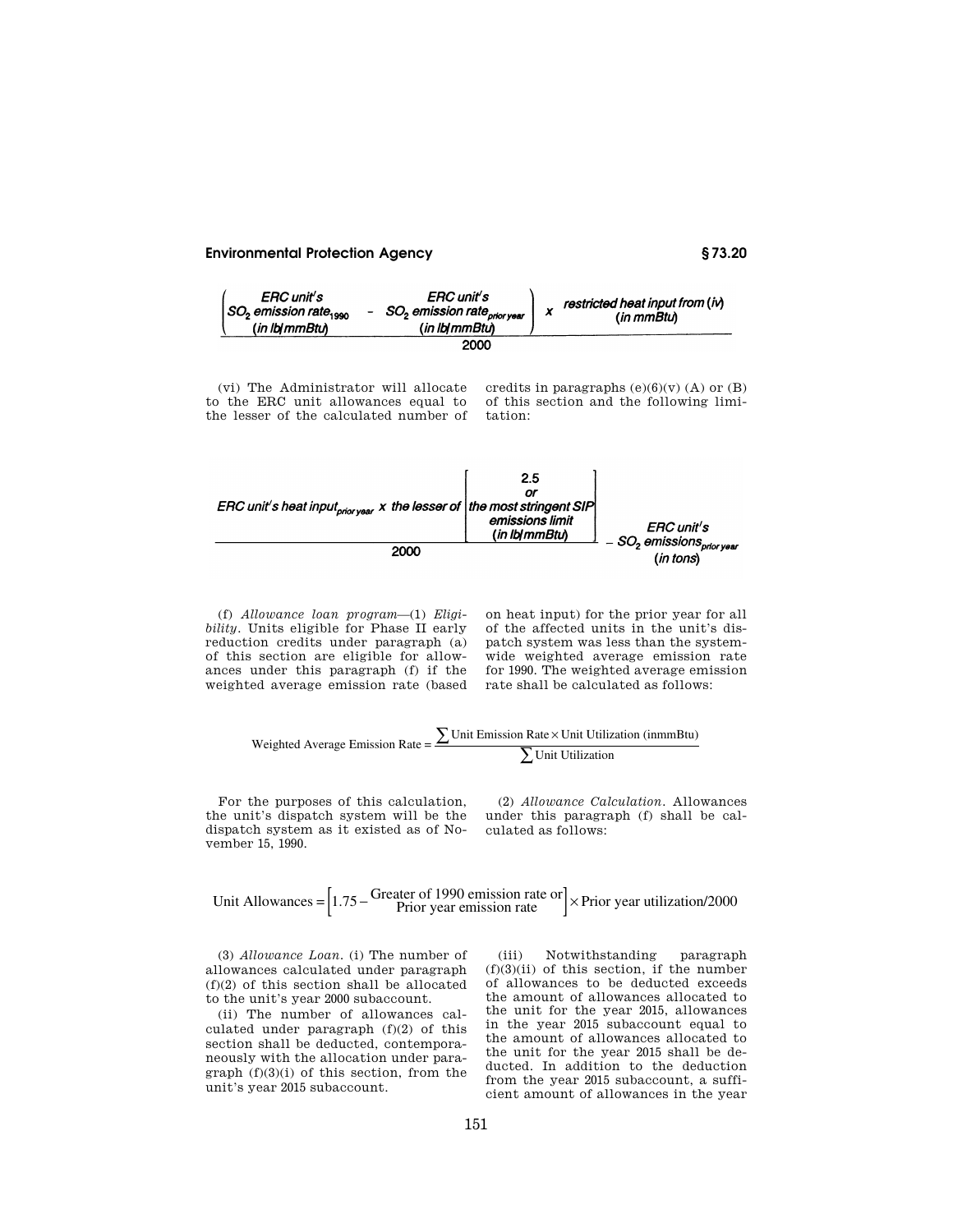$$\frac{\left(\begin{array}{c}\text{ERC unit's} \\ SO_2 \text{ emission rate}_{1990} \\ (\text{in lb/mmBtu})\end{array} - \begin{array}{c}\text{ERC unit's} \\ SO_2 \text{ emission rate}_{\text{prior year}} \\ (\text{in lb/mmBtu})\end{array}\right) \times \begin{array}{c}\text{restricted heat input from (iv)} \\ (\text{in mmBtu})\end{array}}{2000}$$

(vi) The Administrator will allocate to the ERC unit allowances equal to the lesser of the calculated number of credits in paragraphs (e)(6)(v) (A) or (B) of this section and the following limitation:

$$\frac{\text{ERC unit's heat input}_{\text{prior year}} \times \text{the lesser of} \left[\begin{array}{c}2.5 \\ \text{or} \\ \text{the most stringent SIP} \\ \text{emissions limit} \\ (\text{in lb/mmBtu})\end{array}\right]}{2000} - \begin{array}{c}\text{ERC unit's} \\ SO_2 \text{ emissions}_{\text{prior year}} \\ (\text{in tons})\end{array}$$

(f) *Allowance loan program*—(1) *Eligibility*. Units eligible for Phase II early reduction credits under paragraph (a) of this section are eligible for allowances under this paragraph (f) if the weighted average emission rate (based on heat input) for the prior year for all of the affected units in the unit's dispatch system was less than the systemwide weighted average emission rate for 1990. The weighted average emission rate shall be calculated as follows:

$$\text{Weighted Average Emission Rate} = \frac{\sum \text{Unit Emission Rate} \times \text{Unit Utilization (inmmBtu)}}{\sum \text{Unit Utilization}}$$

For the purposes of this calculation, the unit's dispatch system will be the dispatch system as it existed as of November 15, 1990.

(2) *Allowance Calculation*. Allowances under this paragraph (f) shall be calculated as follows:

$$\text{Unit Allowances} = \left[1.75 - \frac{\text{Greater of 1990 emission rate or}}{\text{Prior year emission rate}}\right] \times \text{Prior year utilization/2000}$$

(3) *Allowance Loan*. (i) The number of allowances calculated under paragraph (f)(2) of this section shall be allocated to the unit's year 2000 subaccount.

(ii) The number of allowances calculated under paragraph (f)(2) of this section shall be deducted, contemporaneously with the allocation under paragraph (f)(3)(i) of this section, from the unit's year 2015 subaccount.

(iii) Notwithstanding paragraph (f)(3)(ii) of this section, if the number of allowances to be deducted exceeds the amount of allowances allocated to the unit for the year 2015, allowances in the year 2015 subaccount equal to the amount of allowances allocated to the unit for the year 2015 shall be deducted. In addition to the deduction from the year 2015 subaccount, a sufficient amount of allowances in the year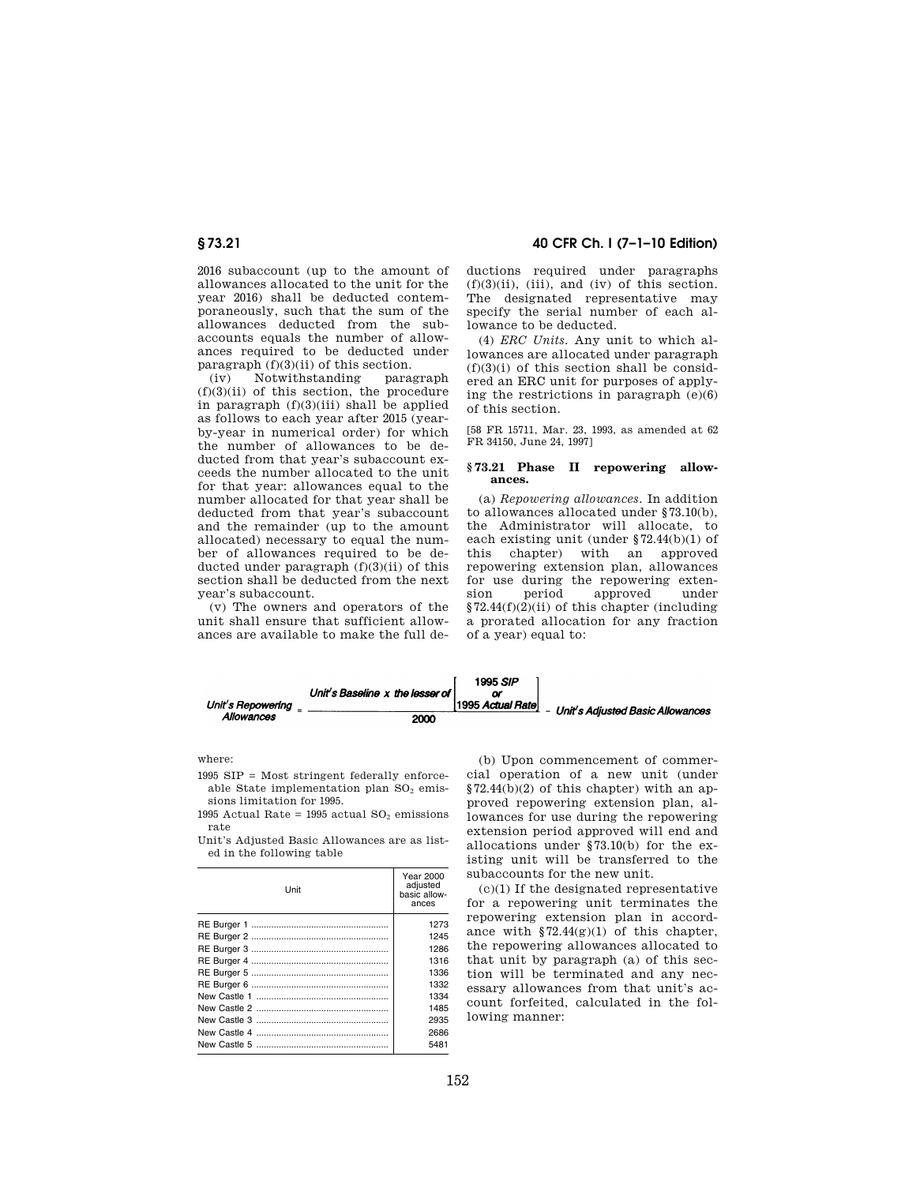2016 subaccount (up to the amount of allowances allocated to the unit for the year 2016) shall be deducted contemporaneously, such that the sum of the allowances deducted from the subaccounts equals the number of allowances required to be deducted under paragraph (f)(3)(ii) of this section.

(iv) Notwithstanding paragraph (f)(3)(ii) of this section, the procedure in paragraph (f)(3)(iii) shall be applied as follows to each year after 2015 (year-by-year in numerical order) for which the number of allowances to be deducted from that year's subaccount exceeds the number allocated to the unit for that year: allowances equal to the number allocated for that year shall be deducted from that year's subaccount and the remainder (up to the amount allocated) necessary to equal the number of allowances required to be deducted under paragraph (f)(3)(ii) of this section shall be deducted from the next year's subaccount.

(v) The owners and operators of the unit shall ensure that sufficient allowances are available to make the full deductions required under paragraphs (f)(3)(ii), (iii), and (iv) of this section. The designated representative may specify the serial number of each allowance to be deducted.

(4) *ERC Units.* Any unit to which allowances are allocated under paragraph (f)(3)(i) of this section shall be considered an ERC unit for purposes of applying the restrictions in paragraph (e)(6) of this section.

[58 FR 15711, Mar. 23, 1993, as amended at 62 FR 34150, June 24, 1997]

## § 73.21 Phase II repowering allowances.

(a) *Repowering allowances.* In addition to allowances allocated under §73.10(b), the Administrator will allocate, to each existing unit (under §72.44(b)(1) of this chapter) with an approved repowering extension plan, allowances for use during the repowering extension period approved under §72.44(f)(2)(ii) of this chapter (including a prorated allocation for any fraction of a year) equal to:

$$\text{Unit's Repowering Allowances} = \frac{\text{Unit's Baseline} \times \text{the lesser of} \begin{bmatrix} \text{1995 SIP} \\ \text{or} \\ \text{1995 Actual Rate} \end{bmatrix}}{2000} - \text{Unit's Adjusted Basic Allowances}$$

where:

1995 SIP = Most stringent federally enforceable State implementation plan $SO_2$ emissions limitation for 1995.

1995 Actual Rate = 1995 actual $SO_2$ emissions rate

Unit's Adjusted Basic Allowances are as listed in the following table

| Unit | Year 2000 adjusted basic allowances |
|---|---|
| RE Burger 1 | 1273 |
| RE Burger 2 | 1245 |
| RE Burger 3 | 1286 |
| RE Burger 4 | 1316 |
| RE Burger 5 | 1336 |
| RE Burger 6 | 1332 |
| New Castle 1 | 1334 |
| New Castle 2 | 1485 |
| New Castle 3 | 2935 |
| New Castle 4 | 2686 |
| New Castle 5 | 5481 |

(b) Upon commencement of commercial operation of a new unit (under §72.44(b)(2) of this chapter) with an approved repowering extension plan, allowances for use during the repowering extension period approved will end and allocations under §73.10(b) for the existing unit will be transferred to the subaccounts for the new unit.

(c)(1) If the designated representative for a repowering unit terminates the repowering extension plan in accordance with §72.44(g)(1) of this chapter, the repowering allowances allocated to that unit by paragraph (a) of this section will be terminated and any necessary allowances from that unit's account forfeited, calculated in the following manner: